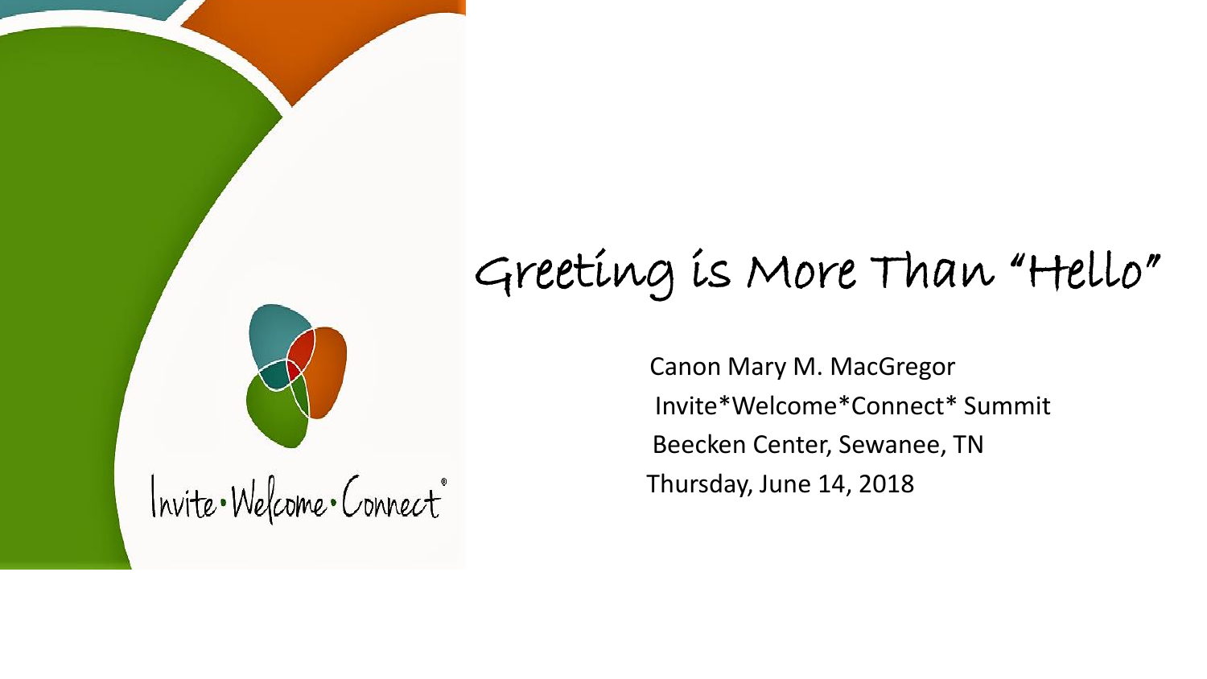Invite•Welcome•Connect®

# Greeting is More Than "Hello"

Canon Mary M. MacGregor

Invite*Welcome*Connect* Summit

Beecken Center, Sewanee, TN

Thursday, June 14, 2018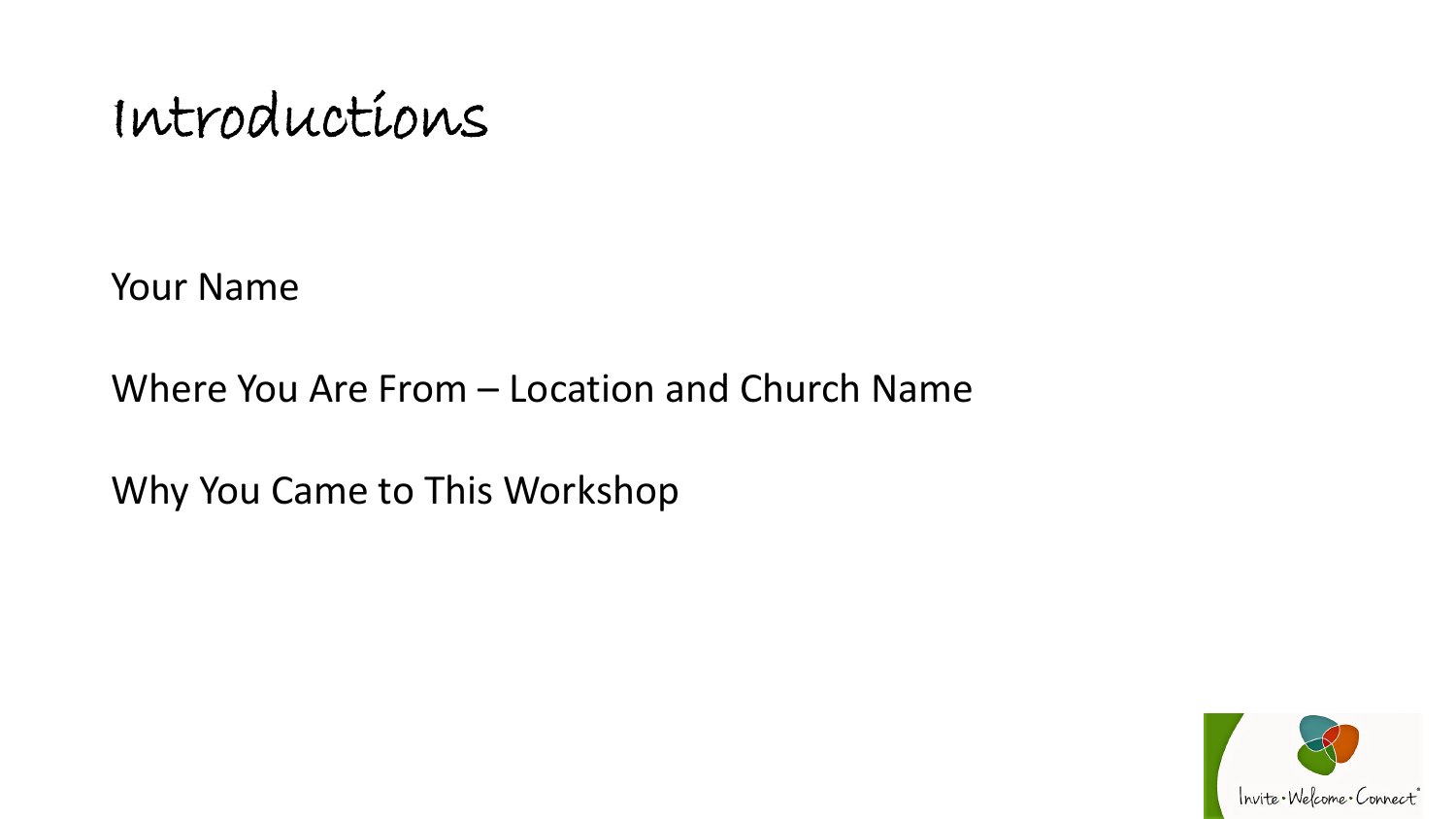# Introductions

Your Name

Where You Are From – Location and Church Name

Why You Came to This Workshop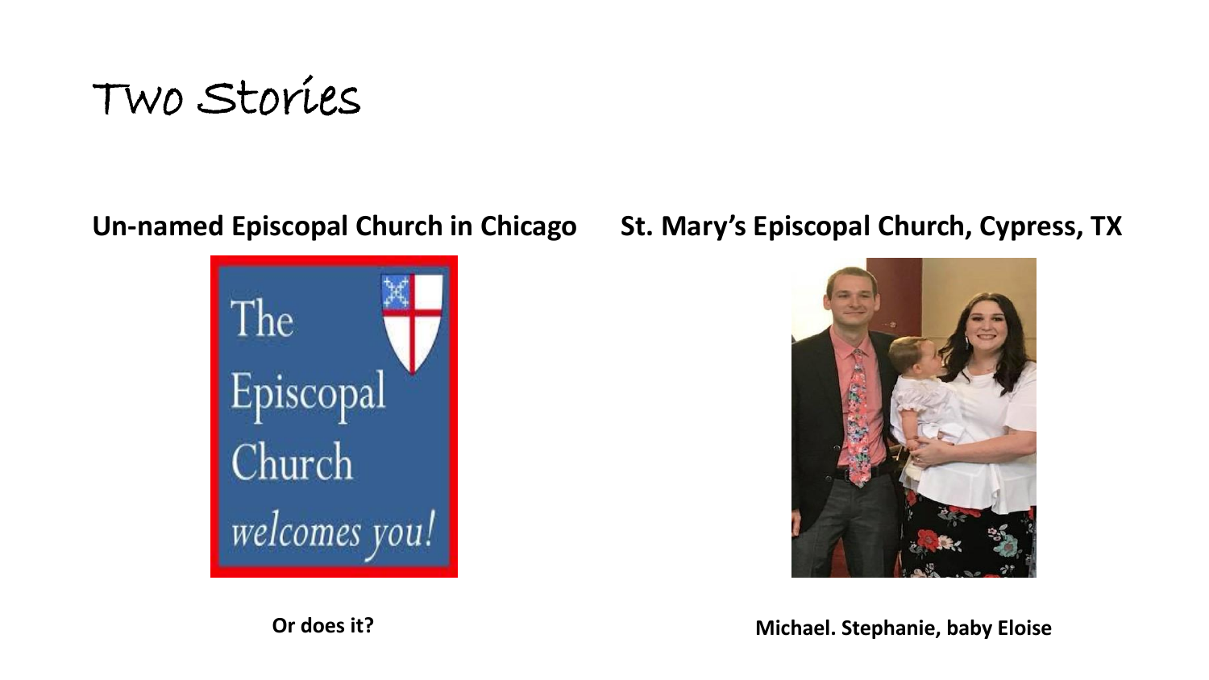# Two Stories

**Un-named Episcopal Church in Chicago**

**Or does it?**

**St. Mary's Episcopal Church, Cypress, TX**

**Michael. Stephanie, baby Eloise**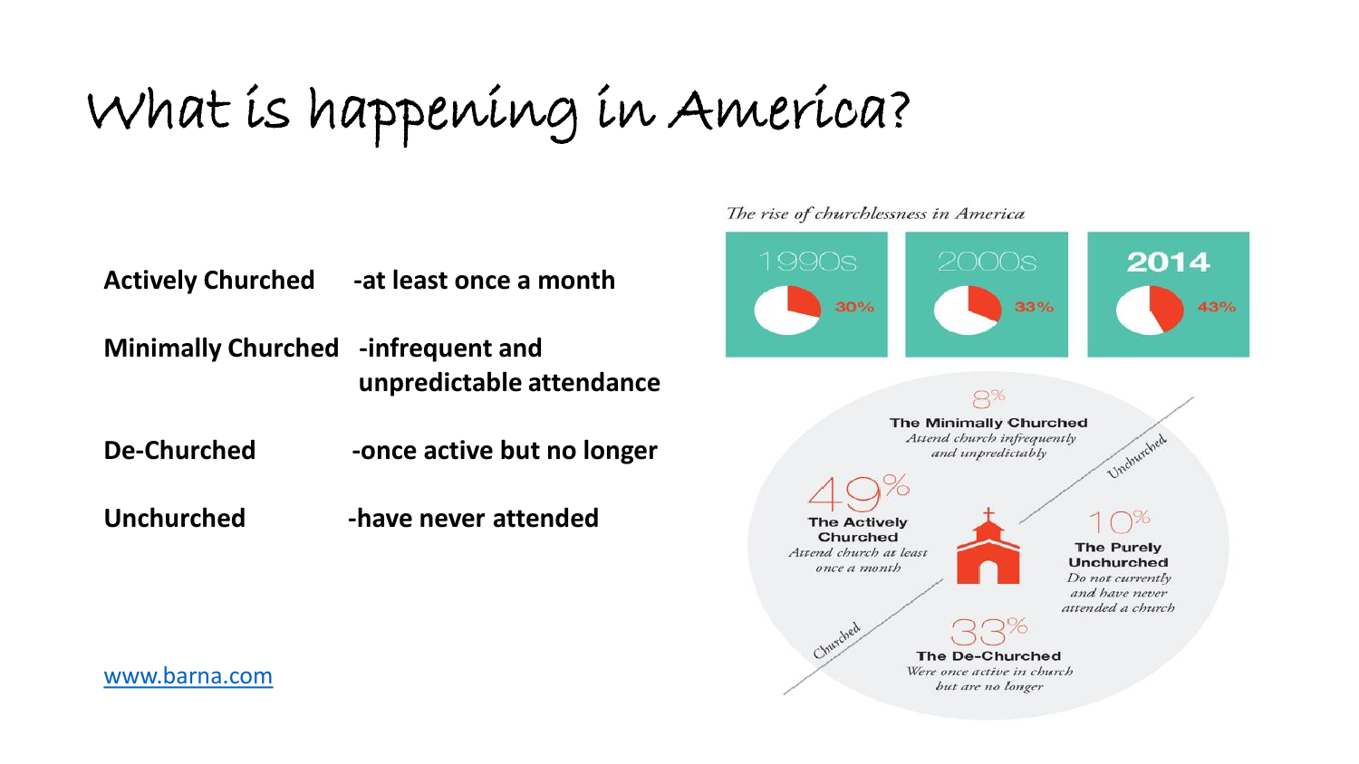# What is happening in America?

| | |
|---|---|
| **Actively Churched** | **-at least once a month** |
| **Minimally Churched** | **-infrequent and unpredictable attendance** |
| **De-Churched** | **-once active but no longer** |
| **Unchurched** | **-have never attended** |

*The rise of churchlessness in America*

| 1990s | 2000s | 2014 |
|---|---|---|
| 30% | 33% | 43% |

8% **The Minimally Churched** *Attend church infrequently and unpredictably*

49% **The Actively Churched** *Attend church at least once a month*

10% **The Purely Unchurched** *Do not currently and have never attended a church*

33% **The De-Churched** *Were once active in church but are no longer*

Churched / Unchurched

www.barna.com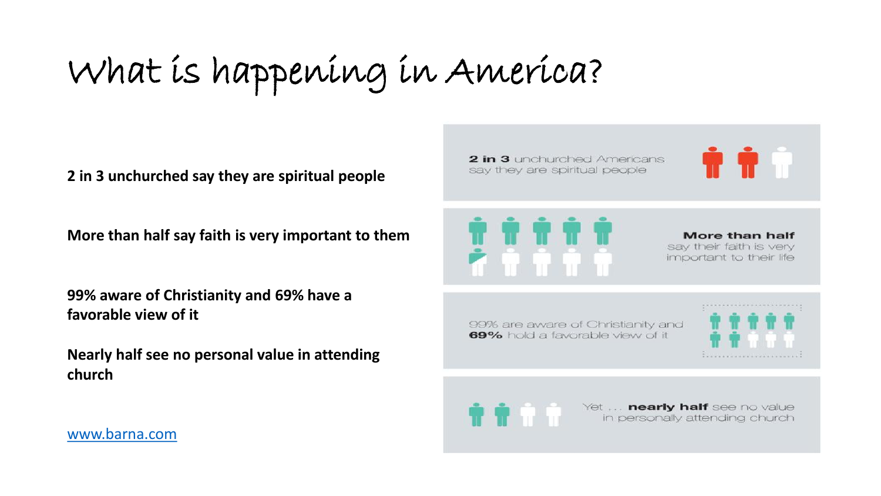# What is happening in America?

**2 in 3 unchurched say they are spiritual people**

**More than half say faith is very important to them**

**99% aware of Christianity and 69% have a favorable view of it**

**Nearly half see no personal value in attending church**

[www.barna.com](http://www.barna.com)

**2 in 3** unchurched Americans say they are spiritual people

**More than half** say their faith is very important to their life

99% are aware of Christianity and **69%** hold a favorable view of it

Yet ... **nearly half** see no value in personally attending church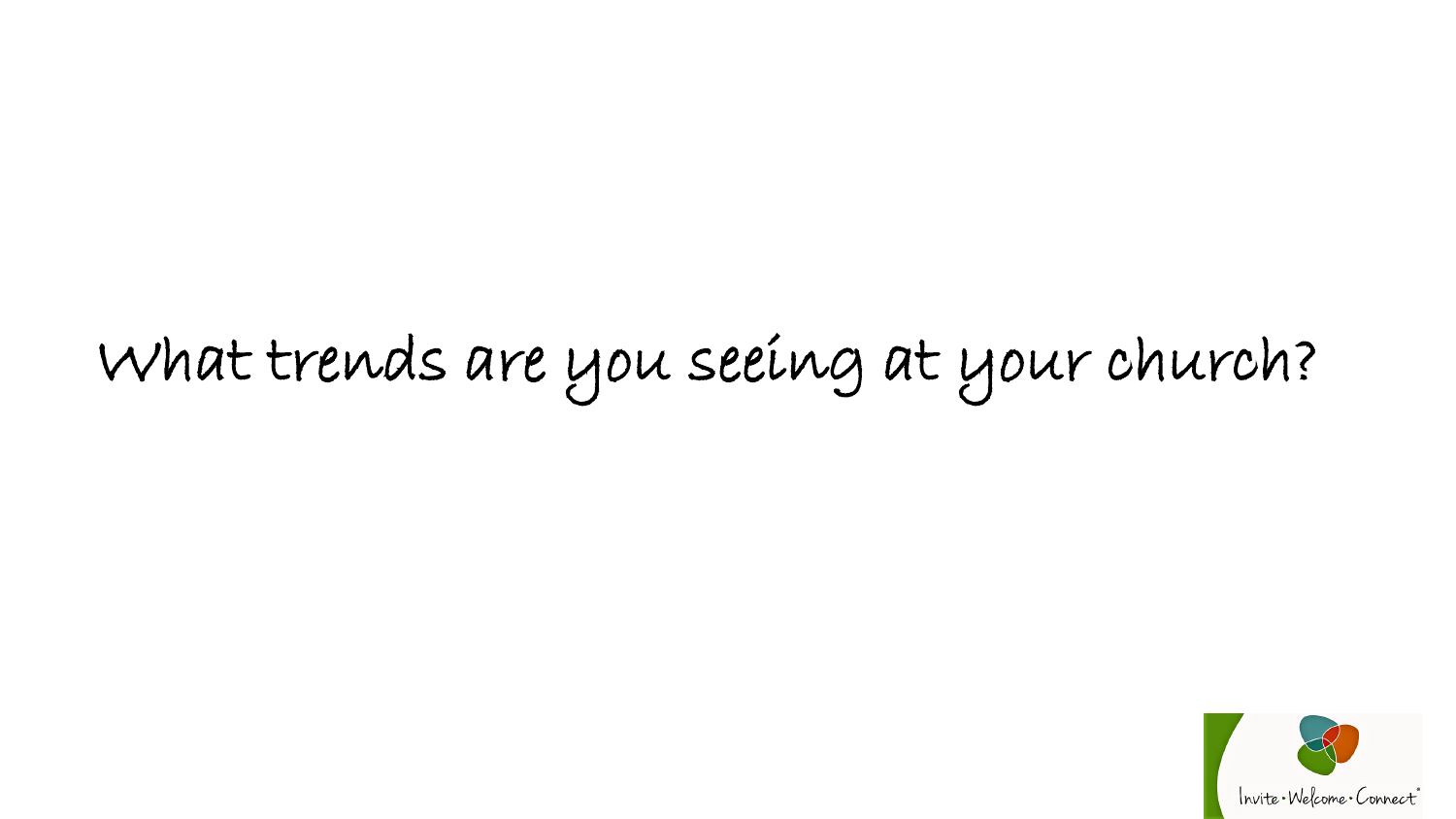# What trends are you seeing at your church?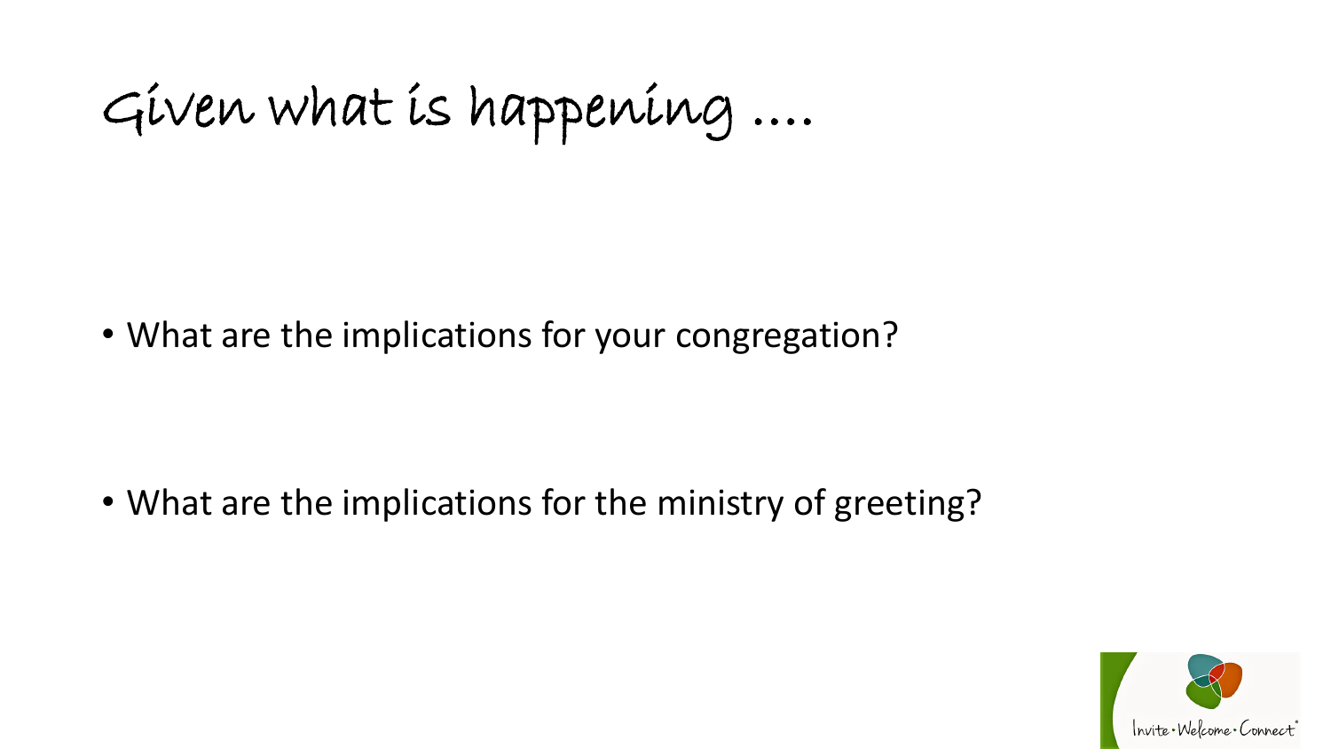# Given what is happening ....

- What are the implications for your congregation?

- What are the implications for the ministry of greeting?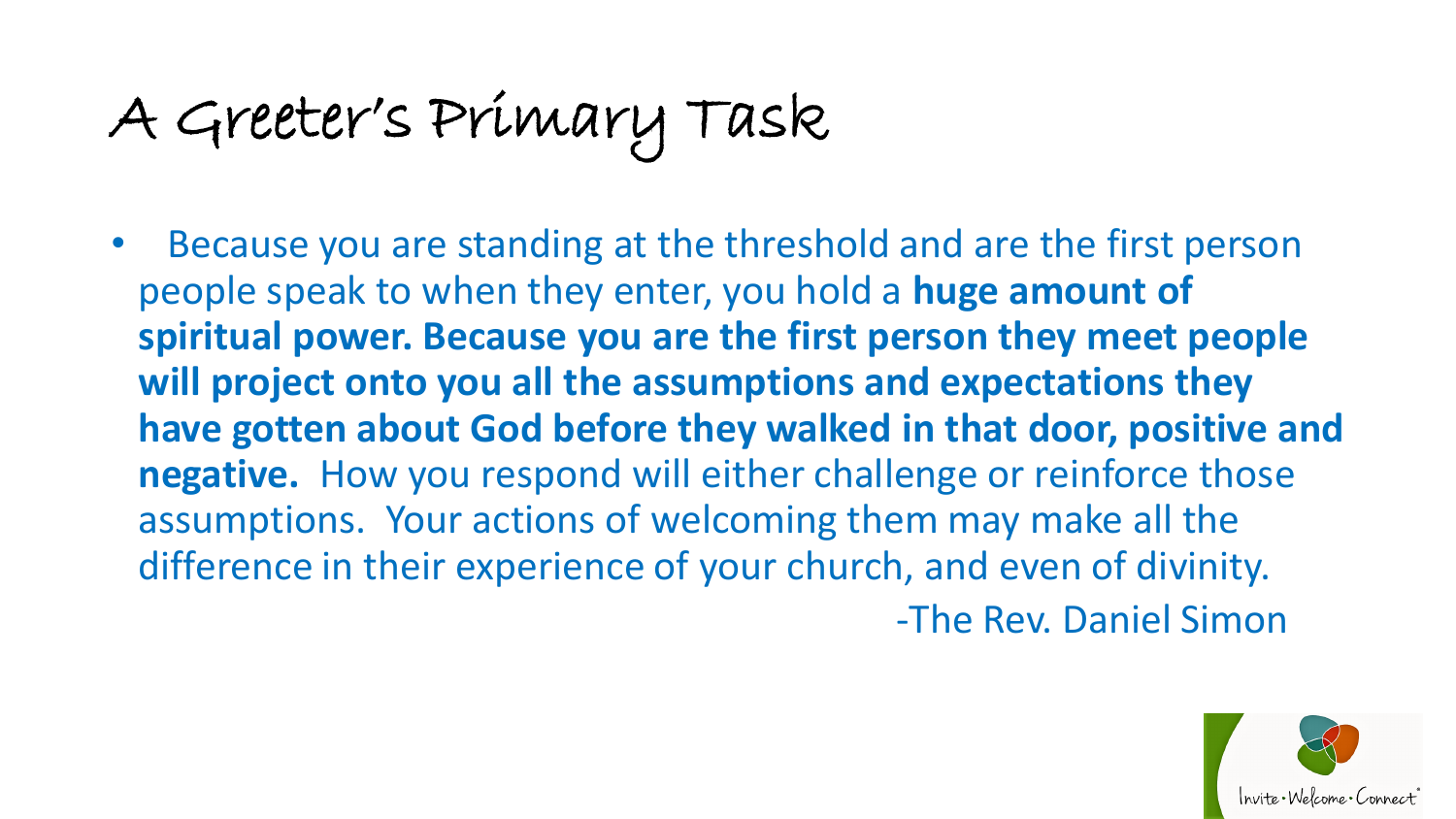# A Greeter's Primary Task

- Because you are standing at the threshold and are the first person people speak to when they enter, you hold a **huge amount of spiritual power. Because you are the first person they meet people will project onto you all the assumptions and expectations they have gotten about God before they walked in that door, positive and negative.** How you respond will either challenge or reinforce those assumptions. Your actions of welcoming them may make all the difference in their experience of your church, and even of divinity.

-The Rev. Daniel Simon

Invite • Welcome • Connect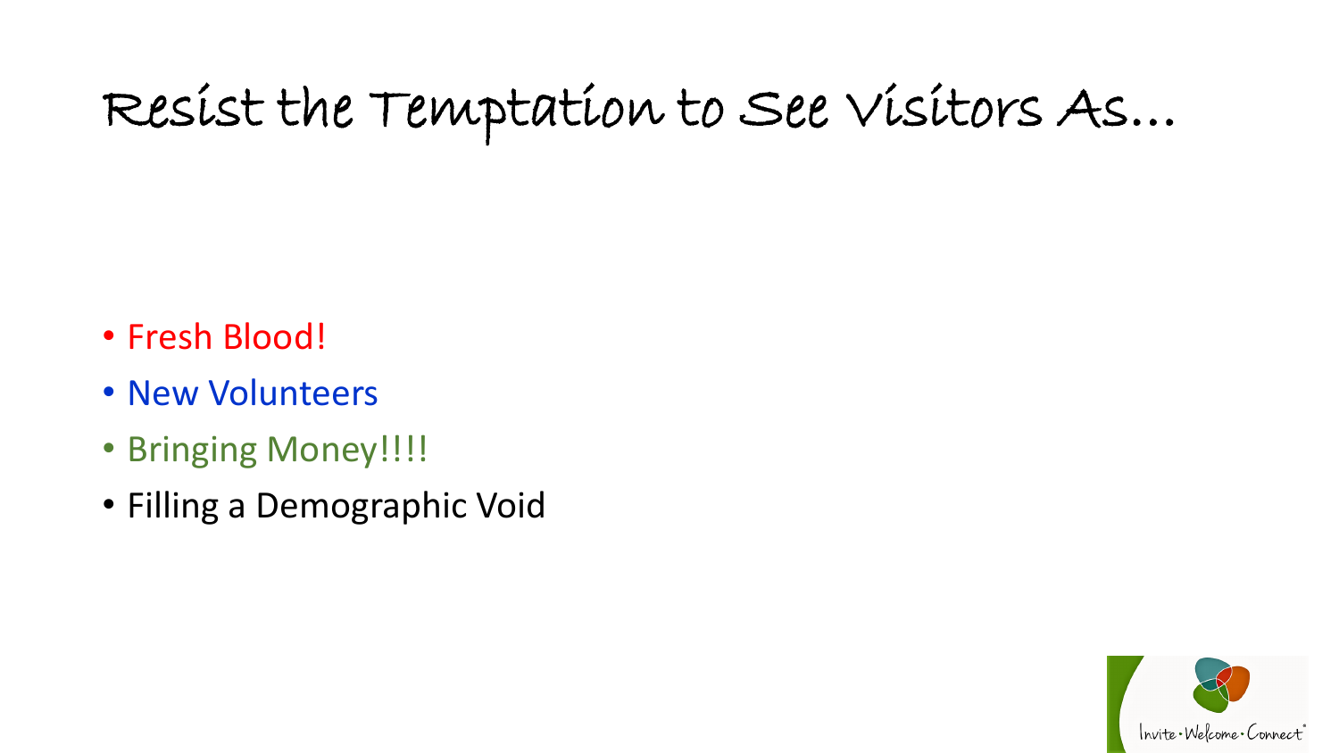# Resist the Temptation to See Visitors As…

- Fresh Blood!
- New Volunteers
- Bringing Money!!!!
- Filling a Demographic Void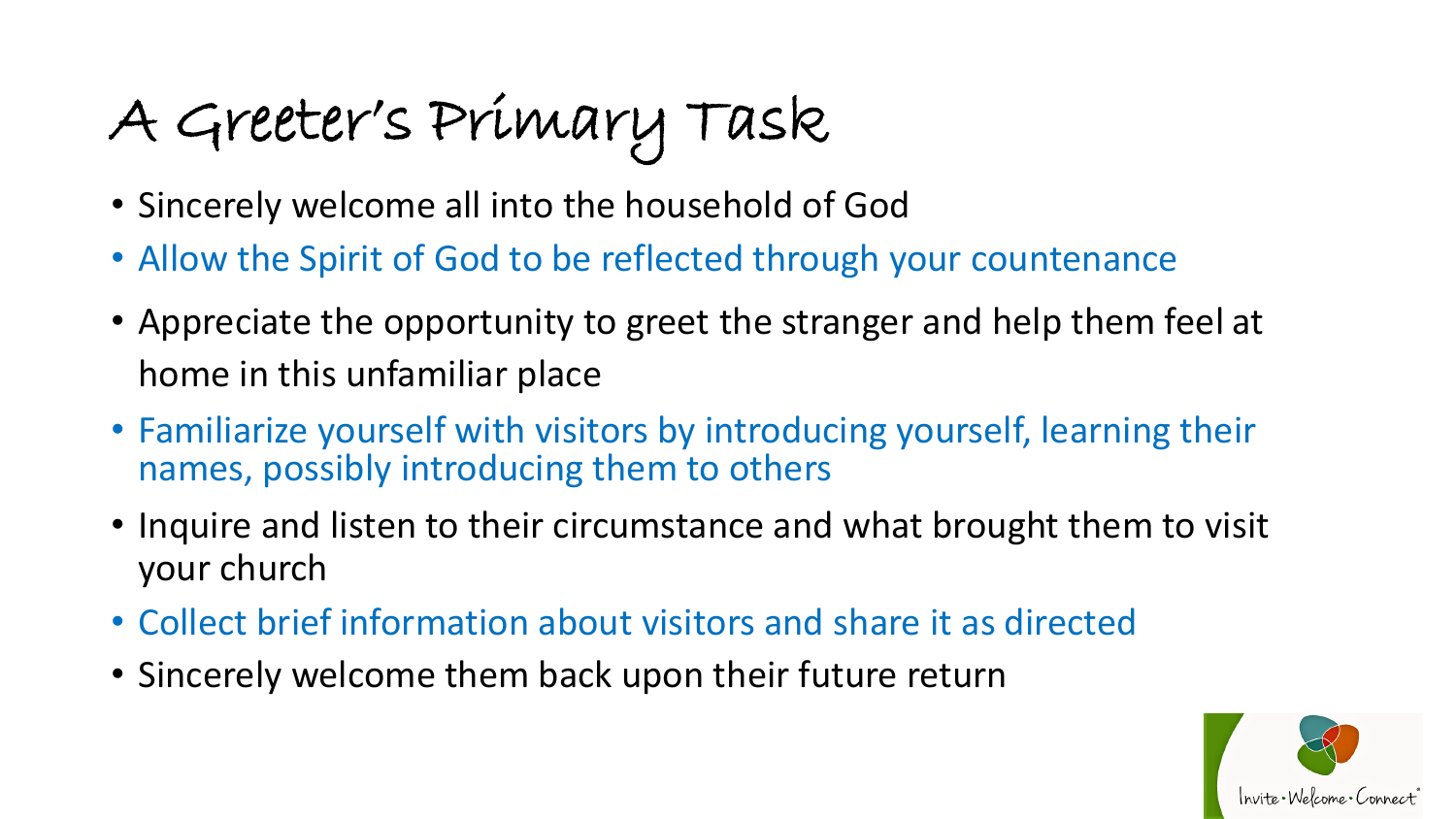# A Greeter's Primary Task

- Sincerely welcome all into the household of God
- Allow the Spirit of God to be reflected through your countenance
- Appreciate the opportunity to greet the stranger and help them feel at home in this unfamiliar place
- Familiarize yourself with visitors by introducing yourself, learning their names, possibly introducing them to others
- Inquire and listen to their circumstance and what brought them to visit your church
- Collect brief information about visitors and share it as directed
- Sincerely welcome them back upon their future return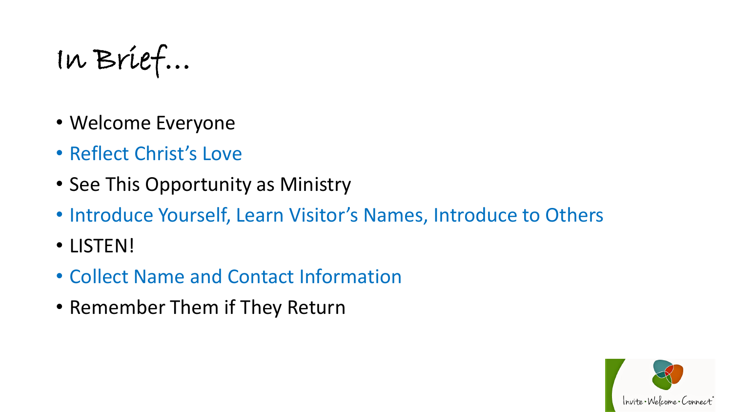# In Brief…

- Welcome Everyone
- Reflect Christ's Love
- See This Opportunity as Ministry
- Introduce Yourself, Learn Visitor's Names, Introduce to Others
- LISTEN!
- Collect Name and Contact Information
- Remember Them if They Return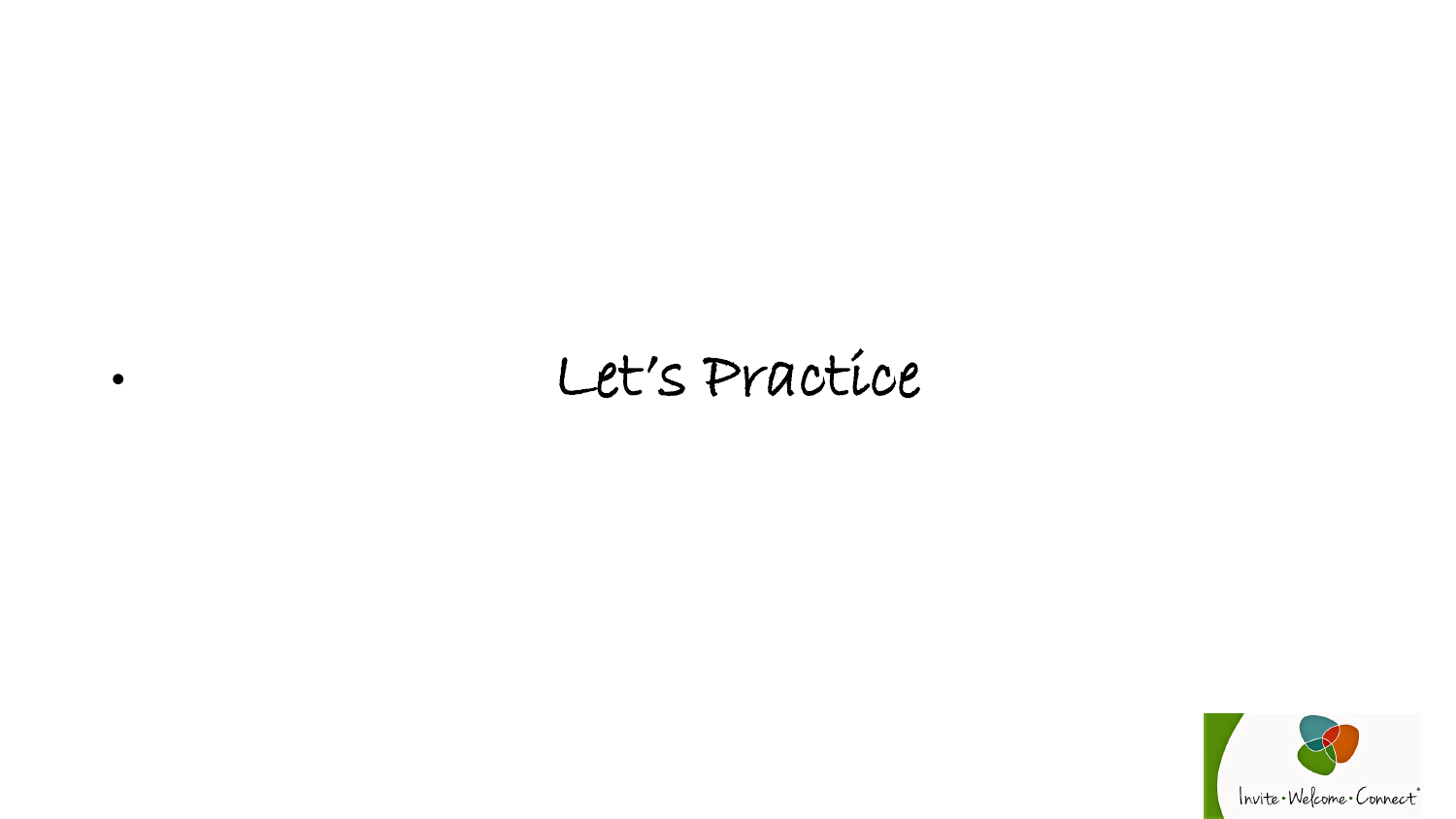- Let's Practice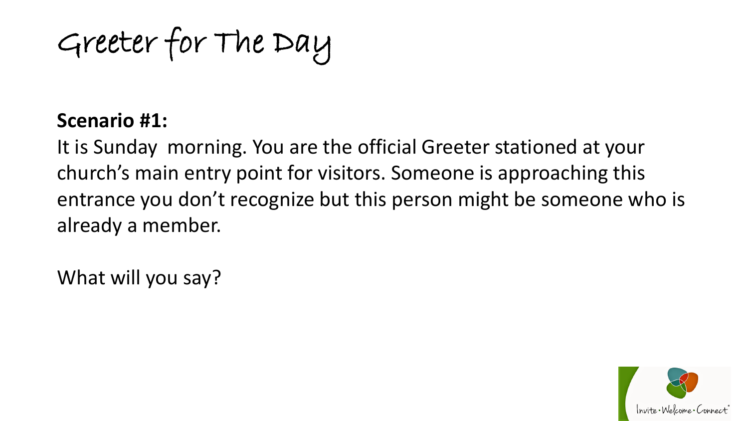# Greeter for The Day

**Scenario #1:**

It is Sunday morning. You are the official Greeter stationed at your church's main entry point for visitors. Someone is approaching this entrance you don't recognize but this person might be someone who is already a member.

What will you say?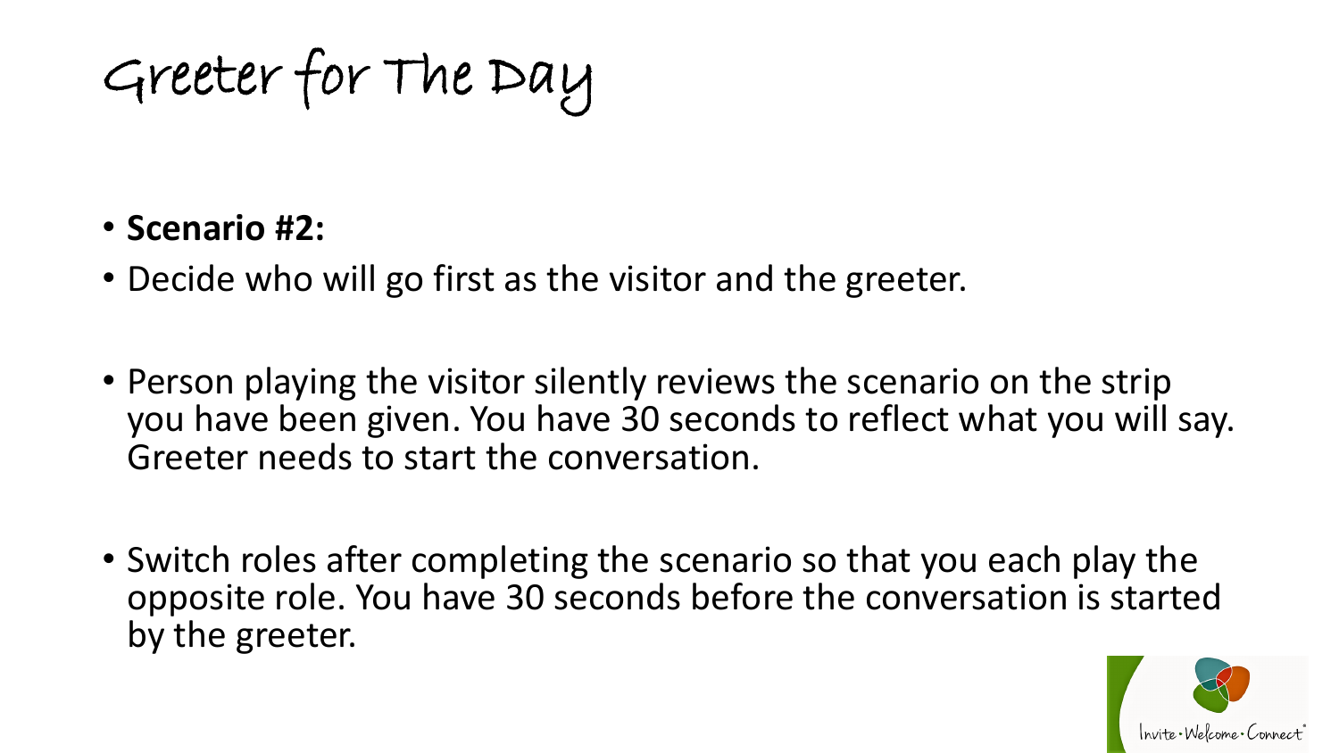# Greeter for The Day

- **Scenario #2:**
- Decide who will go first as the visitor and the greeter.
- Person playing the visitor silently reviews the scenario on the strip you have been given. You have 30 seconds to reflect what you will say. Greeter needs to start the conversation.
- Switch roles after completing the scenario so that you each play the opposite role. You have 30 seconds before the conversation is started by the greeter.

Invite • Welcome • Connect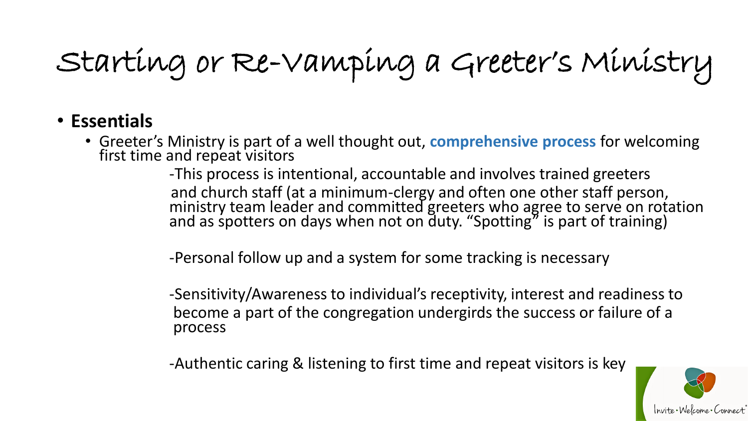# Starting or Re-Vamping a Greeter's Ministry

- **Essentials**
  - Greeter's Ministry is part of a well thought out, **comprehensive process** for welcoming first time and repeat visitors

    -This process is intentional, accountable and involves trained greeters and church staff (at a minimum-clergy and often one other staff person, ministry team leader and committed greeters who agree to serve on rotation and as spotters on days when not on duty. "Spotting" is part of training)

    -Personal follow up and a system for some tracking is necessary

    -Sensitivity/Awareness to individual's receptivity, interest and readiness to become a part of the congregation undergirds the success or failure of a process

    -Authentic caring & listening to first time and repeat visitors is key

Invite • Welcome • Connect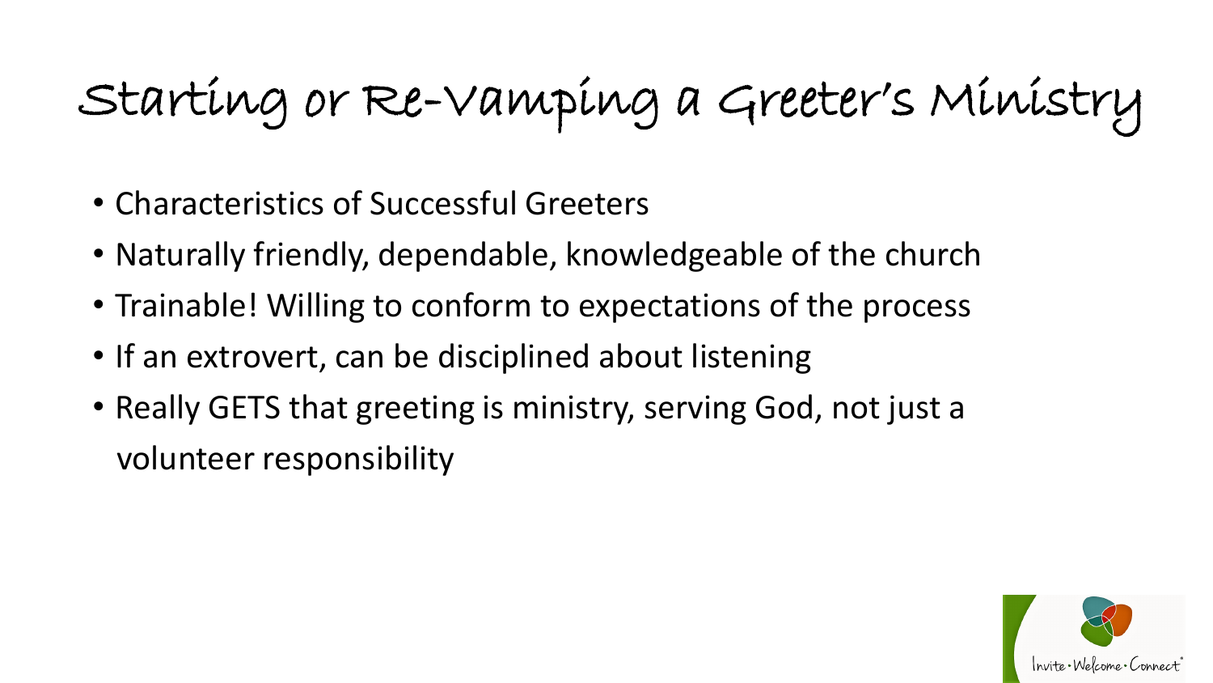# Starting or Re-Vamping a Greeter's Ministry

- Characteristics of Successful Greeters
- Naturally friendly, dependable, knowledgeable of the church
- Trainable! Willing to conform to expectations of the process
- If an extrovert, can be disciplined about listening
- Really GETS that greeting is ministry, serving God, not just a volunteer responsibility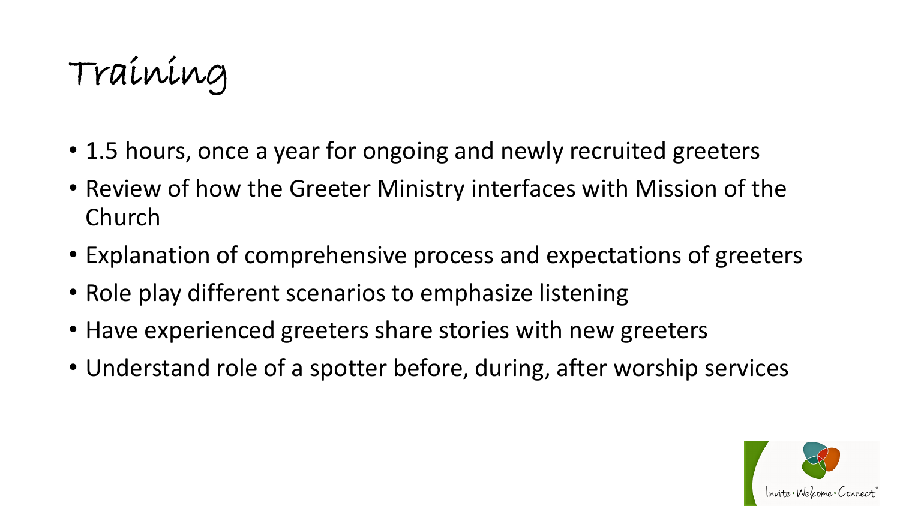# Training

- 1.5 hours, once a year for ongoing and newly recruited greeters
- Review of how the Greeter Ministry interfaces with Mission of the Church
- Explanation of comprehensive process and expectations of greeters
- Role play different scenarios to emphasize listening
- Have experienced greeters share stories with new greeters
- Understand role of a spotter before, during, after worship services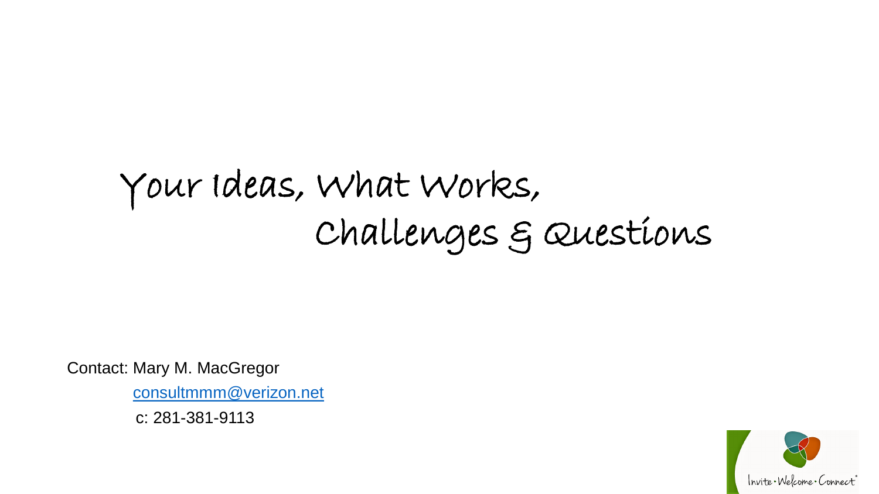# Your Ideas, What Works, Challenges & Questions

Contact: Mary M. MacGregor

consultmmm@verizon.net

c: 281-381-9113

Invite • Welcome • Connect